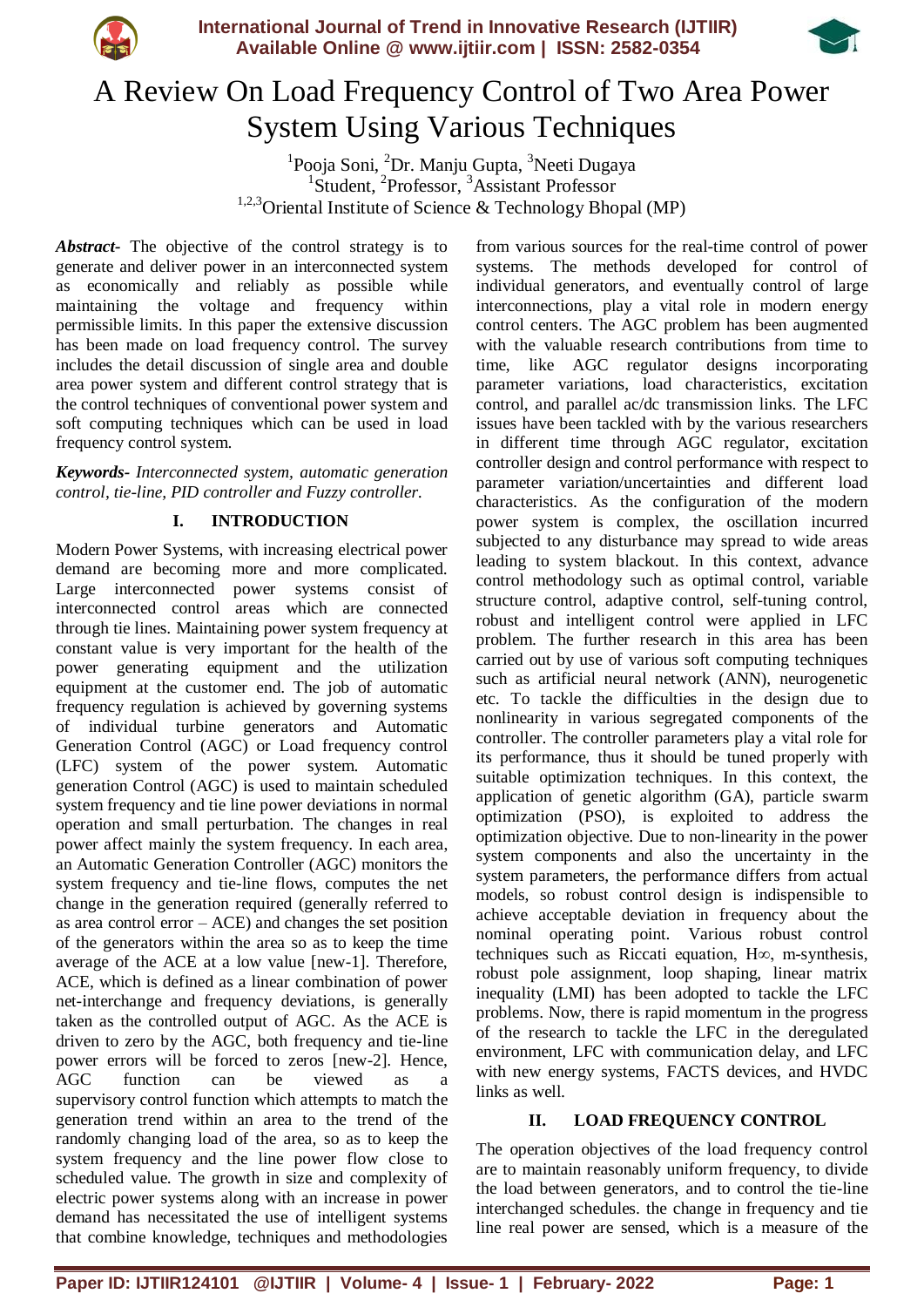# A Review On Load Frequency Control of Two Area Power System Using Various Techniques

Pooja Soni[1], Dr. Manju Gupta[2], Neeti Dugaya[3]
[1]Student, [2]Professor, [3]Assistant Professor
[1,2,3]Oriental Institute of Science & Technology Bhopal (MP)

***Abstract-*** The objective of the control strategy is to generate and deliver power in an interconnected system as economically and reliably as possible while maintaining the voltage and frequency within permissible limits. In this paper the extensive discussion has been made on load frequency control. The survey includes the detail discussion of single area and double area power system and different control strategy that is the control techniques of conventional power system and soft computing techniques which can be used in load frequency control system.

***Keywords-*** *Interconnected system, automatic generation control, tie-line, PID controller and Fuzzy controller.*

## I. INTRODUCTION

Modern Power Systems, with increasing electrical power demand are becoming more and more complicated. Large interconnected power systems consist of interconnected control areas which are connected through tie lines. Maintaining power system frequency at constant value is very important for the health of the power generating equipment and the utilization equipment at the customer end. The job of automatic frequency regulation is achieved by governing systems of individual turbine generators and Automatic Generation Control (AGC) or Load frequency control (LFC) system of the power system. Automatic generation Control (AGC) is used to maintain scheduled system frequency and tie line power deviations in normal operation and small perturbation. The changes in real power affect mainly the system frequency. In each area, an Automatic Generation Controller (AGC) monitors the system frequency and tie-line flows, computes the net change in the generation required (generally referred to as area control error – ACE) and changes the set position of the generators within the area so as to keep the time average of the ACE at a low value [new-1]. Therefore, ACE, which is defined as a linear combination of power net-interchange and frequency deviations, is generally taken as the controlled output of AGC. As the ACE is driven to zero by the AGC, both frequency and tie-line power errors will be forced to zeros [new-2]. Hence, AGC function can be viewed as a supervisory control function which attempts to match the generation trend within an area to the trend of the randomly changing load of the area, so as to keep the system frequency and the line power flow close to scheduled value. The growth in size and complexity of electric power systems along with an increase in power demand has necessitated the use of intelligent systems that combine knowledge, techniques and methodologies from various sources for the real-time control of power systems. The methods developed for control of individual generators, and eventually control of large interconnections, play a vital role in modern energy control centers. The AGC problem has been augmented with the valuable research contributions from time to time, like AGC regulator designs incorporating parameter variations, load characteristics, excitation control, and parallel ac/dc transmission links. The LFC issues have been tackled with by the various researchers in different time through AGC regulator, excitation controller design and control performance with respect to parameter variation/uncertainties and different load characteristics. As the configuration of the modern power system is complex, the oscillation incurred subjected to any disturbance may spread to wide areas leading to system blackout. In this context, advance control methodology such as optimal control, variable structure control, adaptive control, self-tuning control, robust and intelligent control were applied in LFC problem. The further research in this area has been carried out by use of various soft computing techniques such as artificial neural network (ANN), neurogenetic etc. To tackle the difficulties in the design due to nonlinearity in various segregated components of the controller. The controller parameters play a vital role for its performance, thus it should be tuned properly with suitable optimization techniques. In this context, the application of genetic algorithm (GA), particle swarm optimization (PSO), is exploited to address the optimization objective. Due to non-linearity in the power system components and also the uncertainty in the system parameters, the performance differs from actual models, so robust control design is indispensible to achieve acceptable deviation in frequency about the nominal operating point. Various robust control techniques such as Riccati equation, H∞, m-synthesis, robust pole assignment, loop shaping, linear matrix inequality (LMI) has been adopted to tackle the LFC problems. Now, there is rapid momentum in the progress of the research to tackle the LFC in the deregulated environment, LFC with communication delay, and LFC with new energy systems, FACTS devices, and HVDC links as well.

## II. LOAD FREQUENCY CONTROL

The operation objectives of the load frequency control are to maintain reasonably uniform frequency, to divide the load between generators, and to control the tie-line interchanged schedules. the change in frequency and tie line real power are sensed, which is a measure of the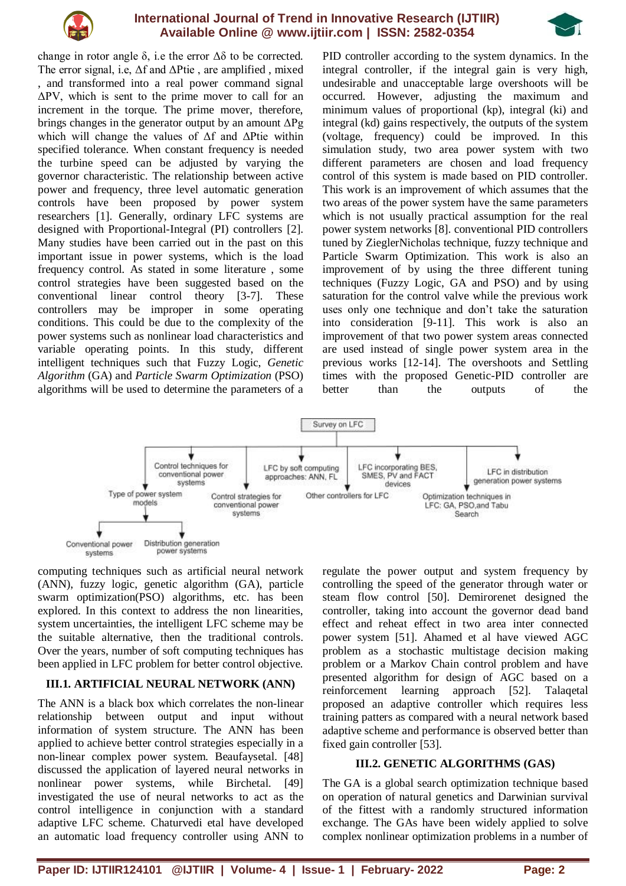change in rotor angle δ, i.e the error Δδ to be corrected. The error signal, i.e, Δf and ΔPtie , are amplified , mixed , and transformed into a real power command signal ΔPV, which is sent to the prime mover to call for an increment in the torque. The prime mover, therefore, brings changes in the generator output by an amount ΔPg which will change the values of Δf and ΔPtie within specified tolerance. When constant frequency is needed the turbine speed can be adjusted by varying the governor characteristic. The relationship between active power and frequency, three level automatic generation controls have been proposed by power system researchers [1]. Generally, ordinary LFC systems are designed with Proportional-Integral (PI) controllers [2]. Many studies have been carried out in the past on this important issue in power systems, which is the load frequency control. As stated in some literature , some control strategies have been suggested based on the conventional linear control theory [3-7]. These controllers may be improper in some operating conditions. This could be due to the complexity of the power systems such as nonlinear load characteristics and variable operating points. In this study, different intelligent techniques such that Fuzzy Logic, *Genetic Algorithm* (GA) and *Particle Swarm Optimization* (PSO) algorithms will be used to determine the parameters of a PID controller according to the system dynamics. In the integral controller, if the integral gain is very high, undesirable and unacceptable large overshoots will be occurred. However, adjusting the maximum and minimum values of proportional (kp), integral (ki) and integral (kd) gains respectively, the outputs of the system (voltage, frequency) could be improved. In this simulation study, two area power system with two different parameters are chosen and load frequency control of this system is made based on PID controller. This work is an improvement of which assumes that the two areas of the power system have the same parameters which is not usually practical assumption for the real power system networks [8]. conventional PID controllers tuned by ZieglerNicholas technique, fuzzy technique and Particle Swarm Optimization. This work is also an improvement of by using the three different tuning techniques (Fuzzy Logic, GA and PSO) and by using saturation for the control valve while the previous work uses only one technique and don't take the saturation into consideration [9-11]. This work is also an improvement of that two power system areas connected are used instead of single power system area in the previous works [12-14]. The overshoots and Settling times with the proposed Genetic-PID controller are better than the outputs of the

Survey on LFC

- Control techniques for conventional power systems
- Type of power system models
  - Conventional power systems
  - Distribution generation power systems
- Control strategies for conventional power systems
- LFC by soft computing approaches: ANN, FL
- Other controllers for LFC
- LFC incorporating BES, SMES, PV and FACT devices
- Optimization techniques in LFC: GA, PSO,and Tabu Search
- LFC in distribution generation power systems

computing techniques such as artificial neural network (ANN), fuzzy logic, genetic algorithm (GA), particle swarm optimization(PSO) algorithms, etc. has been explored. In this context to address the non linearities, system uncertainties, the intelligent LFC scheme may be the suitable alternative, then the traditional controls. Over the years, number of soft computing techniques has been applied in LFC problem for better control objective.

### III.1. ARTIFICIAL NEURAL NETWORK (ANN)

The ANN is a black box which correlates the non-linear relationship between output and input without information of system structure. The ANN has been applied to achieve better control strategies especially in a non-linear complex power system. Beaufaysetal. [48] discussed the application of layered neural networks in nonlinear power systems, while Birchetal. [49] investigated the use of neural networks to act as the control intelligence in conjunction with a standard adaptive LFC scheme. Chaturvedi etal have developed an automatic load frequency controller using ANN to regulate the power output and system frequency by controlling the speed of the generator through water or steam flow control [50]. Demirorenet designed the controller, taking into account the governor dead band effect and reheat effect in two area inter connected power system [51]. Ahamed et al have viewed AGC problem as a stochastic multistage decision making problem or a Markov Chain control problem and have presented algorithm for design of AGC based on a reinforcement learning approach [52]. Talaqetal proposed an adaptive controller which requires less training patters as compared with a neural network based adaptive scheme and performance is observed better than fixed gain controller [53].

### III.2. GENETIC ALGORITHMS (GAS)

The GA is a global search optimization technique based on operation of natural genetics and Darwinian survival of the fittest with a randomly structured information exchange. The GAs have been widely applied to solve complex nonlinear optimization problems in a number of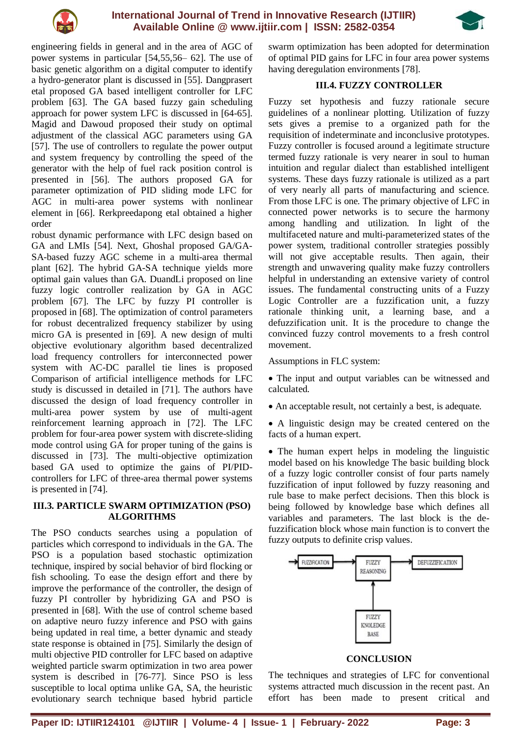engineering fields in general and in the area of AGC of power systems in particular [54,55,56– 62]. The use of basic genetic algorithm on a digital computer to identify a hydro-generator plant is discussed in [55]. Dangprasert etal proposed GA based intelligent controller for LFC problem [63]. The GA based fuzzy gain scheduling approach for power system LFC is discussed in [64-65]. Magid and Dawoud proposed their study on optimal adjustment of the classical AGC parameters using GA [57]. The use of controllers to regulate the power output and system frequency by controlling the speed of the generator with the help of fuel rack position control is presented in [56]. The authors proposed GA for parameter optimization of PID sliding mode LFC for AGC in multi-area power systems with nonlinear element in [66]. Rerkpreedapong etal obtained a higher order

robust dynamic performance with LFC design based on GA and LMIs [54]. Next, Ghoshal proposed GA/GA-SA-based fuzzy AGC scheme in a multi-area thermal plant [62]. The hybrid GA-SA technique yields more optimal gain values than GA. DuandLi proposed on line fuzzy logic controller realization by GA in AGC problem [67]. The LFC by fuzzy PI controller is proposed in [68]. The optimization of control parameters for robust decentralized frequency stabilizer by using micro GA is presented in [69]. A new design of multi objective evolutionary algorithm based decentralized load frequency controllers for interconnected power system with AC-DC parallel tie lines is proposed Comparison of artificial intelligence methods for LFC study is discussed in detailed in [71]. The authors have discussed the design of load frequency controller in multi-area power system by use of multi-agent reinforcement learning approach in [72]. The LFC problem for four-area power system with discrete-sliding mode control using GA for proper tuning of the gains is discussed in [73]. The multi-objective optimization based GA used to optimize the gains of PI/PID-controllers for LFC of three-area thermal power systems is presented in [74].

## III.3. PARTICLE SWARM OPTIMIZATION (PSO) ALGORITHMS

The PSO conducts searches using a population of particles which correspond to individuals in the GA. The PSO is a population based stochastic optimization technique, inspired by social behavior of bird flocking or fish schooling. To ease the design effort and there by improve the performance of the controller, the design of fuzzy PI controller by hybridizing GA and PSO is presented in [68]. With the use of control scheme based on adaptive neuro fuzzy inference and PSO with gains being updated in real time, a better dynamic and steady state response is obtained in [75]. Similarly the design of multi objective PID controller for LFC based on adaptive weighted particle swarm optimization in two area power system is described in [76-77]. Since PSO is less susceptible to local optima unlike GA, SA, the heuristic evolutionary search technique based hybrid particle swarm optimization has been adopted for determination of optimal PID gains for LFC in four area power systems having deregulation environments [78].

## III.4. FUZZY CONTROLLER

Fuzzy set hypothesis and fuzzy rationale secure guidelines of a nonlinear plotting. Utilization of fuzzy sets gives a premise to a organized path for the requisition of indeterminate and inconclusive prototypes. Fuzzy controller is focused around a legitimate structure termed fuzzy rationale is very nearer in soul to human intuition and regular dialect than established intelligent systems. These days fuzzy rationale is utilized as a part of very nearly all parts of manufacturing and science. From those LFC is one. The primary objective of LFC in connected power networks is to secure the harmony among handling and utilization. In light of the multifaceted nature and multi-parameterized states of the power system, traditional controller strategies possibly will not give acceptable results. Then again, their strength and unwavering quality make fuzzy controllers helpful in understanding an extensive variety of control issues. The fundamental constructing units of a Fuzzy Logic Controller are a fuzzification unit, a fuzzy rationale thinking unit, a learning base, and a defuzzification unit. It is the procedure to change the convinced fuzzy control movements to a fresh control movement.

Assumptions in FLC system:

- The input and output variables can be witnessed and calculated.
- An acceptable result, not certainly a best, is adequate.
- A linguistic design may be created centered on the facts of a human expert.
- The human expert helps in modeling the linguistic model based on his knowledge The basic building block of a fuzzy logic controller consist of four parts namely fuzzification of input followed by fuzzy reasoning and rule base to make perfect decisions. Then this block is being followed by knowledge base which defines all variables and parameters. The last block is the de-fuzzification block whose main function is to convert the fuzzy outputs to definite crisp values.

FUZZIFICATION → FUZZY REASONING → DEFUZZIFICATION

FUZZY KNOLEDGE BASE

## CONCLUSION

The techniques and strategies of LFC for conventional systems attracted much discussion in the recent past. An effort has been made to present critical and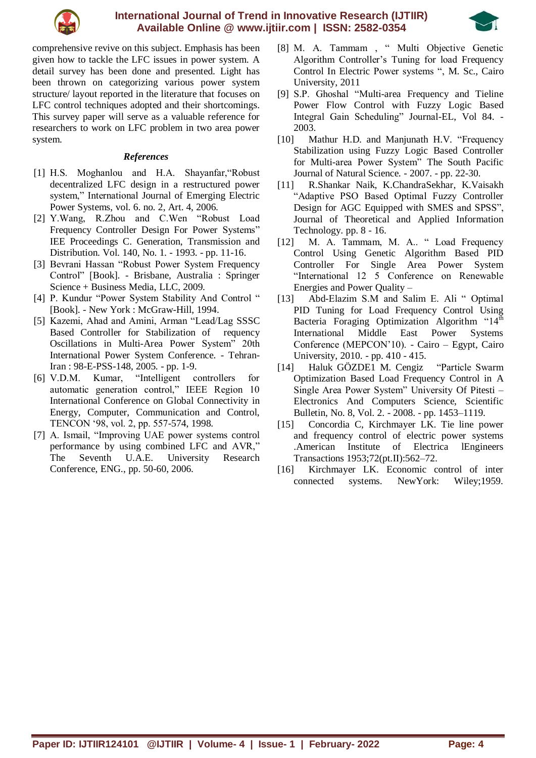comprehensive revive on this subject. Emphasis has been given how to tackle the LFC issues in power system. A detail survey has been done and presented. Light has been thrown on categorizing various power system structure/ layout reported in the literature that focuses on LFC control techniques adopted and their shortcomings. This survey paper will serve as a valuable reference for researchers to work on LFC problem in two area power system.

### *References*

[1] H.S. Moghanlou and H.A. Shayanfar,"Robust decentralized LFC design in a restructured power system," International Journal of Emerging Electric Power Systems, vol. 6. no. 2, Art. 4, 2006.

[2] Y.Wang, R.Zhou and C.Wen "Robust Load Frequency Controller Design For Power Systems" IEE Proceedings C. Generation, Transmission and Distribution. Vol. 140, No. 1. - 1993. - pp. 11-16.

[3] Bevrani Hassan "Robust Power System Frequency Control" [Book]. - Brisbane, Australia : Springer Science + Business Media, LLC, 2009.

[4] P. Kundur "Power System Stability And Control " [Book]. - New York : McGraw-Hill, 1994.

[5] Kazemi, Ahad and Amini, Arman "Lead/Lag SSSC Based Controller for Stabilization of requency Oscillations in Multi-Area Power System" 20th International Power System Conference. - Tehran-Iran : 98-E-PSS-148, 2005. - pp. 1-9.

[6] V.D.M. Kumar, "Intelligent controllers for automatic generation control," IEEE Region 10 International Conference on Global Connectivity in Energy, Computer, Communication and Control, TENCON '98, vol. 2, pp. 557-574, 1998.

[7] A. Ismail, "Improving UAE power systems control performance by using combined LFC and AVR," The Seventh U.A.E. University Research Conference, ENG., pp. 50-60, 2006.

[8] M. A. Tammam , " Multi Objective Genetic Algorithm Controller's Tuning for load Frequency Control In Electric Power systems ", M. Sc., Cairo University, 2011

[9] S.P. Ghoshal "Multi-area Frequency and Tieline Power Flow Control with Fuzzy Logic Based Integral Gain Scheduling" Journal-EL, Vol 84. - 2003.

[10] Mathur H.D. and Manjunath H.V. "Frequency Stabilization using Fuzzy Logic Based Controller for Multi-area Power System" The South Pacific Journal of Natural Science. - 2007. - pp. 22-30.

[11] R.Shankar Naik, K.ChandraSekhar, K.Vaisakh "Adaptive PSO Based Optimal Fuzzy Controller Design for AGC Equipped with SMES and SPSS", Journal of Theoretical and Applied Information Technology. pp. 8 - 16.

[12] M. A. Tammam, M. A.. " Load Frequency Control Using Genetic Algorithm Based PID Controller For Single Area Power System "International 12 5 Conference on Renewable Energies and Power Quality –

[13] Abd-Elazim S.M and Salim E. Ali " Optimal PID Tuning for Load Frequency Control Using Bacteria Foraging Optimization Algorithm "14th International Middle East Power Systems Conference (MEPCON'10). - Cairo – Egypt, Cairo University, 2010. - pp. 410 - 415.

[14] Haluk GÖZDE1 M. Cengiz "Particle Swarm Optimization Based Load Frequency Control in A Single Area Power System" University Of Pitesti – Electronics And Computers Science, Scientific Bulletin, No. 8, Vol. 2. - 2008. - pp. 1453–1119.

[15] Concordia C, Kirchmayer LK. Tie line power and frequency control of electric power systems .American Institute of Electrica lEngineers Transactions 1953;72(pt.II):562–72.

[16] Kirchmayer LK. Economic control of inter connected systems. NewYork: Wiley;1959.